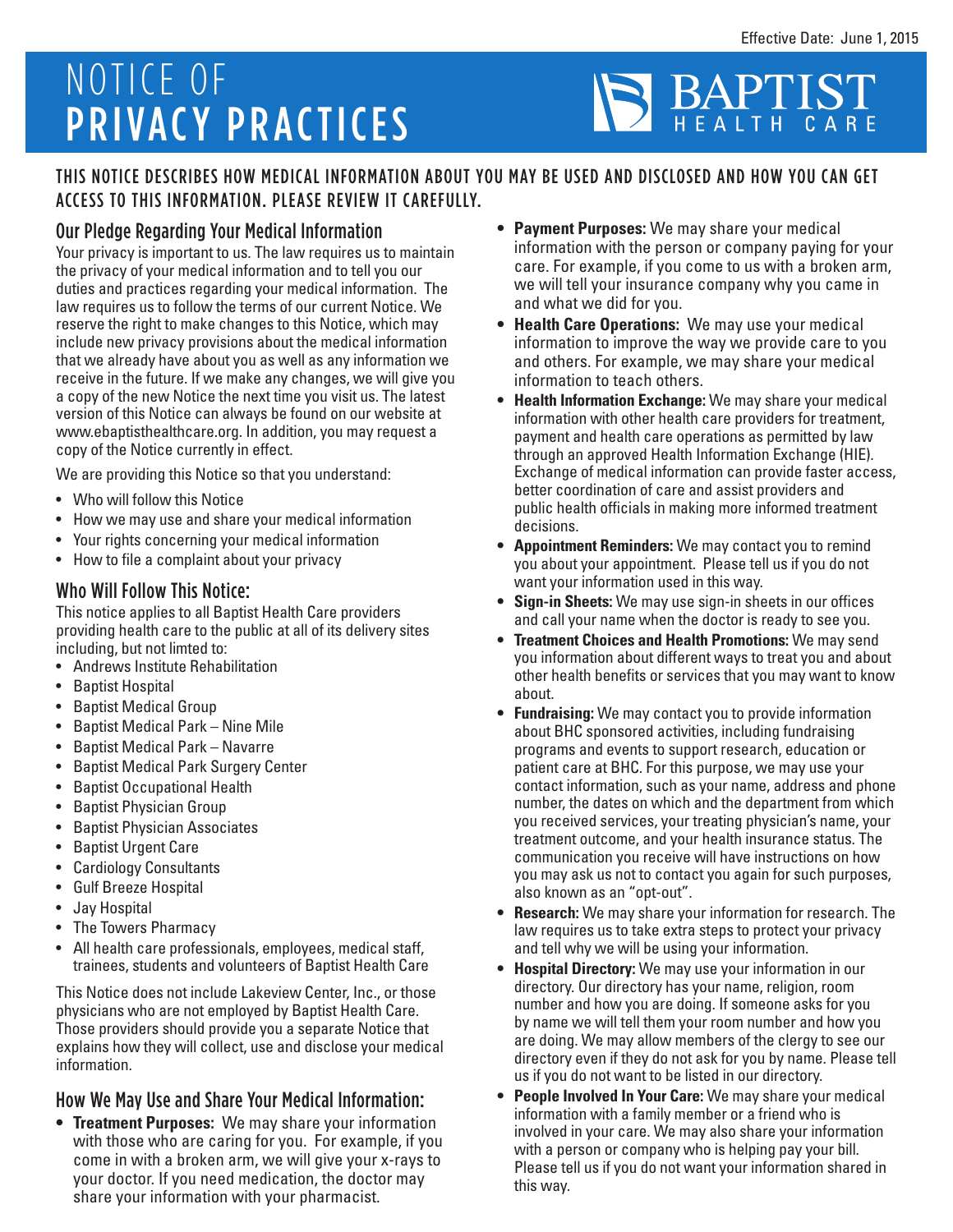Effective Date: June 1, 2015

# NOTICE OF PRIVACY PRACTICES

BAPTIST HEALTH CARE

**THIS NOTICE DESCRIBES HOW MEDICAL INFORMATION ABOUT YOU MAY BE USED AND DISCLOSED AND HOW YOU CAN GET ACCESS TO THIS INFORMATION. PLEASE REVIEW IT CAREFULLY.**

## Our Pledge Regarding Your Medical Information

Your privacy is important to us. The law requires us to maintain the privacy of your medical information and to tell you our duties and practices regarding your medical information. The law requires us to follow the terms of our current Notice. We reserve the right to make changes to this Notice, which may include new privacy provisions about the medical information that we already have about you as well as any information we receive in the future. If we make any changes, we will give you a copy of the new Notice the next time you visit us. The latest version of this Notice can always be found on our website at www.ebaptisthealthcare.org. In addition, you may request a copy of the Notice currently in effect.

We are providing this Notice so that you understand:

- Who will follow this Notice
- How we may use and share your medical information
- Your rights concerning your medical information
- How to file a complaint about your privacy

## Who Will Follow This Notice:

This notice applies to all Baptist Health Care providers providing health care to the public at all of its delivery sites including, but not limted to:

- Andrews Institute Rehabilitation
- Baptist Hospital
- Baptist Medical Group
- Baptist Medical Park – Nine Mile
- Baptist Medical Park – Navarre
- Baptist Medical Park Surgery Center
- Baptist Occupational Health
- Baptist Physician Group
- Baptist Physician Associates
- Baptist Urgent Care
- Cardiology Consultants
- Gulf Breeze Hospital
- Jay Hospital
- The Towers Pharmacy
- All health care professionals, employees, medical staff, trainees, students and volunteers of Baptist Health Care

This Notice does not include Lakeview Center, Inc., or those physicians who are not employed by Baptist Health Care. Those providers should provide you a separate Notice that explains how they will collect, use and disclose your medical information.

## How We May Use and Share Your Medical Information:

- **Treatment Purposes:** We may share your information with those who are caring for you. For example, if you come in with a broken arm, we will give your x-rays to your doctor. If you need medication, the doctor may share your information with your pharmacist.
- **Payment Purposes:** We may share your medical information with the person or company paying for your care. For example, if you come to us with a broken arm, we will tell your insurance company why you came in and what we did for you.
- **Health Care Operations:** We may use your medical information to improve the way we provide care to you and others. For example, we may share your medical information to teach others.
- **Health Information Exchange:** We may share your medical information with other health care providers for treatment, payment and health care operations as permitted by law through an approved Health Information Exchange (HIE). Exchange of medical information can provide faster access, better coordination of care and assist providers and public health officials in making more informed treatment decisions.
- **Appointment Reminders:** We may contact you to remind you about your appointment. Please tell us if you do not want your information used in this way.
- **Sign-in Sheets:** We may use sign-in sheets in our offices and call your name when the doctor is ready to see you.
- **Treatment Choices and Health Promotions:** We may send you information about different ways to treat you and about other health benefits or services that you may want to know about.
- **Fundraising:** We may contact you to provide information about BHC sponsored activities, including fundraising programs and events to support research, education or patient care at BHC. For this purpose, we may use your contact information, such as your name, address and phone number, the dates on which and the department from which you received services, your treating physician's name, your treatment outcome, and your health insurance status. The communication you receive will have instructions on how you may ask us not to contact you again for such purposes, also known as an "opt-out".
- **Research:** We may share your information for research. The law requires us to take extra steps to protect your privacy and tell why we will be using your information.
- **Hospital Directory:** We may use your information in our directory. Our directory has your name, religion, room number and how you are doing. If someone asks for you by name we will tell them your room number and how you are doing. We may allow members of the clergy to see our directory even if they do not ask for you by name. Please tell us if you do not want to be listed in our directory.
- **People Involved In Your Care:** We may share your medical information with a family member or a friend who is involved in your care. We may also share your information with a person or company who is helping pay your bill. Please tell us if you do not want your information shared in this way.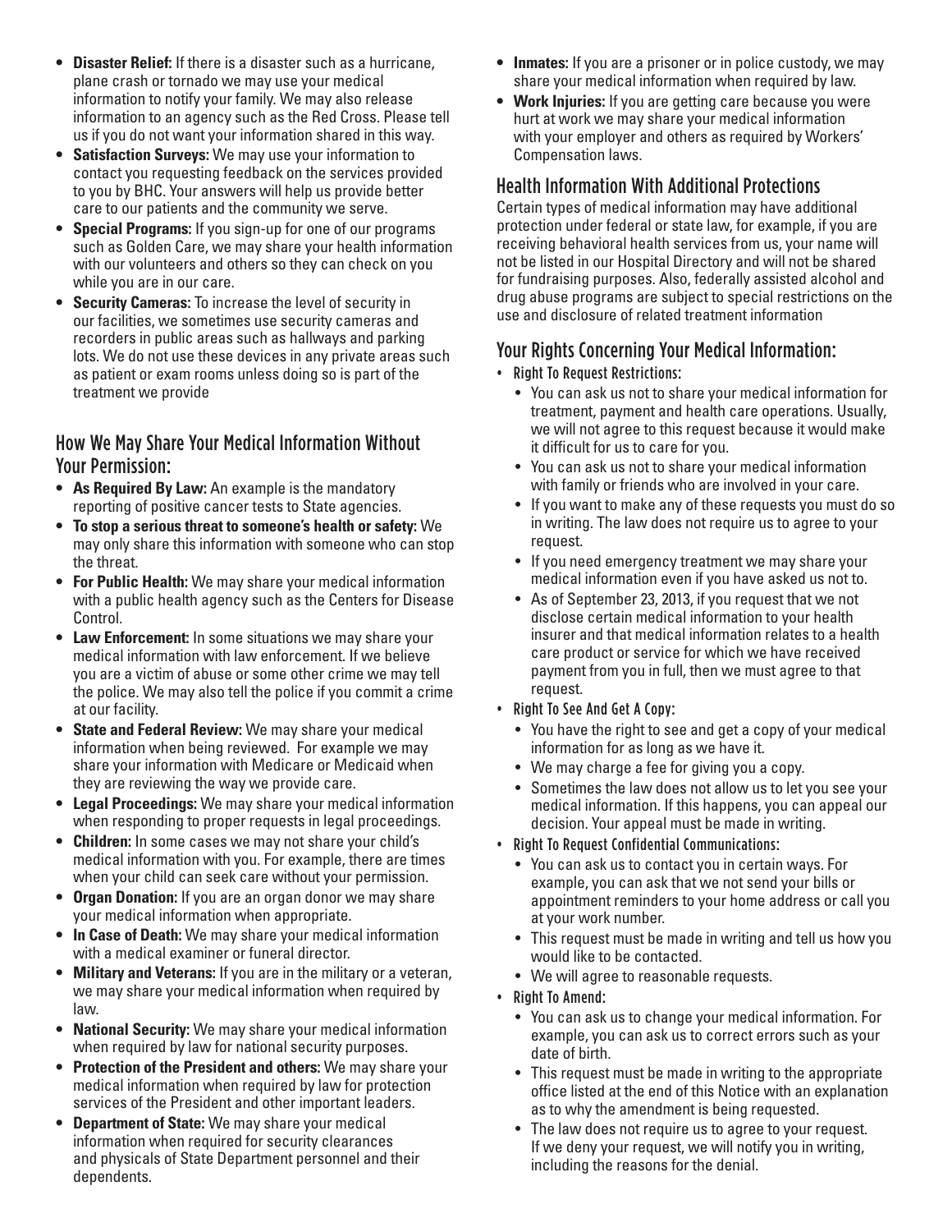- **Disaster Relief:** If there is a disaster such as a hurricane, plane crash or tornado we may use your medical information to notify your family. We may also release information to an agency such as the Red Cross. Please tell us if you do not want your information shared in this way.
- **Satisfaction Surveys:** We may use your information to contact you requesting feedback on the services provided to you by BHC. Your answers will help us provide better care to our patients and the community we serve.
- **Special Programs:** If you sign-up for one of our programs such as Golden Care, we may share your health information with our volunteers and others so they can check on you while you are in our care.
- **Security Cameras:** To increase the level of security in our facilities, we sometimes use security cameras and recorders in public areas such as hallways and parking lots. We do not use these devices in any private areas such as patient or exam rooms unless doing so is part of the treatment we provide

## How We May Share Your Medical Information Without Your Permission:

- **As Required By Law:** An example is the mandatory reporting of positive cancer tests to State agencies.
- **To stop a serious threat to someone's health or safety:** We may only share this information with someone who can stop the threat.
- **For Public Health:** We may share your medical information with a public health agency such as the Centers for Disease Control.
- **Law Enforcement:** In some situations we may share your medical information with law enforcement. If we believe you are a victim of abuse or some other crime we may tell the police. We may also tell the police if you commit a crime at our facility.
- **State and Federal Review:** We may share your medical information when being reviewed. For example we may share your information with Medicare or Medicaid when they are reviewing the way we provide care.
- **Legal Proceedings:** We may share your medical information when responding to proper requests in legal proceedings.
- **Children:** In some cases we may not share your child's medical information with you. For example, there are times when your child can seek care without your permission.
- **Organ Donation:** If you are an organ donor we may share your medical information when appropriate.
- **In Case of Death:** We may share your medical information with a medical examiner or funeral director.
- **Military and Veterans:** If you are in the military or a veteran, we may share your medical information when required by law.
- **National Security:** We may share your medical information when required by law for national security purposes.
- **Protection of the President and others:** We may share your medical information when required by law for protection services of the President and other important leaders.
- **Department of State:** We may share your medical information when required for security clearances and physicals of State Department personnel and their dependents.
- **Inmates:** If you are a prisoner or in police custody, we may share your medical information when required by law.
- **Work Injuries:** If you are getting care because you were hurt at work we may share your medical information with your employer and others as required by Workers' Compensation laws.

## Health Information With Additional Protections

Certain types of medical information may have additional protection under federal or state law, for example, if you are receiving behavioral health services from us, your name will not be listed in our Hospital Directory and will not be shared for fundraising purposes. Also, federally assisted alcohol and drug abuse programs are subject to special restrictions on the use and disclosure of related treatment information

## Your Rights Concerning Your Medical Information:

- Right To Request Restrictions:
  - You can ask us not to share your medical information for treatment, payment and health care operations. Usually, we will not agree to this request because it would make it difficult for us to care for you.
  - You can ask us not to share your medical information with family or friends who are involved in your care.
  - If you want to make any of these requests you must do so in writing. The law does not require us to agree to your request.
  - If you need emergency treatment we may share your medical information even if you have asked us not to.
  - As of September 23, 2013, if you request that we not disclose certain medical information to your health insurer and that medical information relates to a health care product or service for which we have received payment from you in full, then we must agree to that request.
- Right To See And Get A Copy:
  - You have the right to see and get a copy of your medical information for as long as we have it.
  - We may charge a fee for giving you a copy.
  - Sometimes the law does not allow us to let you see your medical information. If this happens, you can appeal our decision. Your appeal must be made in writing.
- Right To Request Confidential Communications:
  - You can ask us to contact you in certain ways. For example, you can ask that we not send your bills or appointment reminders to your home address or call you at your work number.
  - This request must be made in writing and tell us how you would like to be contacted.
  - We will agree to reasonable requests.
- Right To Amend:
  - You can ask us to change your medical information. For example, you can ask us to correct errors such as your date of birth.
  - This request must be made in writing to the appropriate office listed at the end of this Notice with an explanation as to why the amendment is being requested.
  - The law does not require us to agree to your request. If we deny your request, we will notify you in writing, including the reasons for the denial.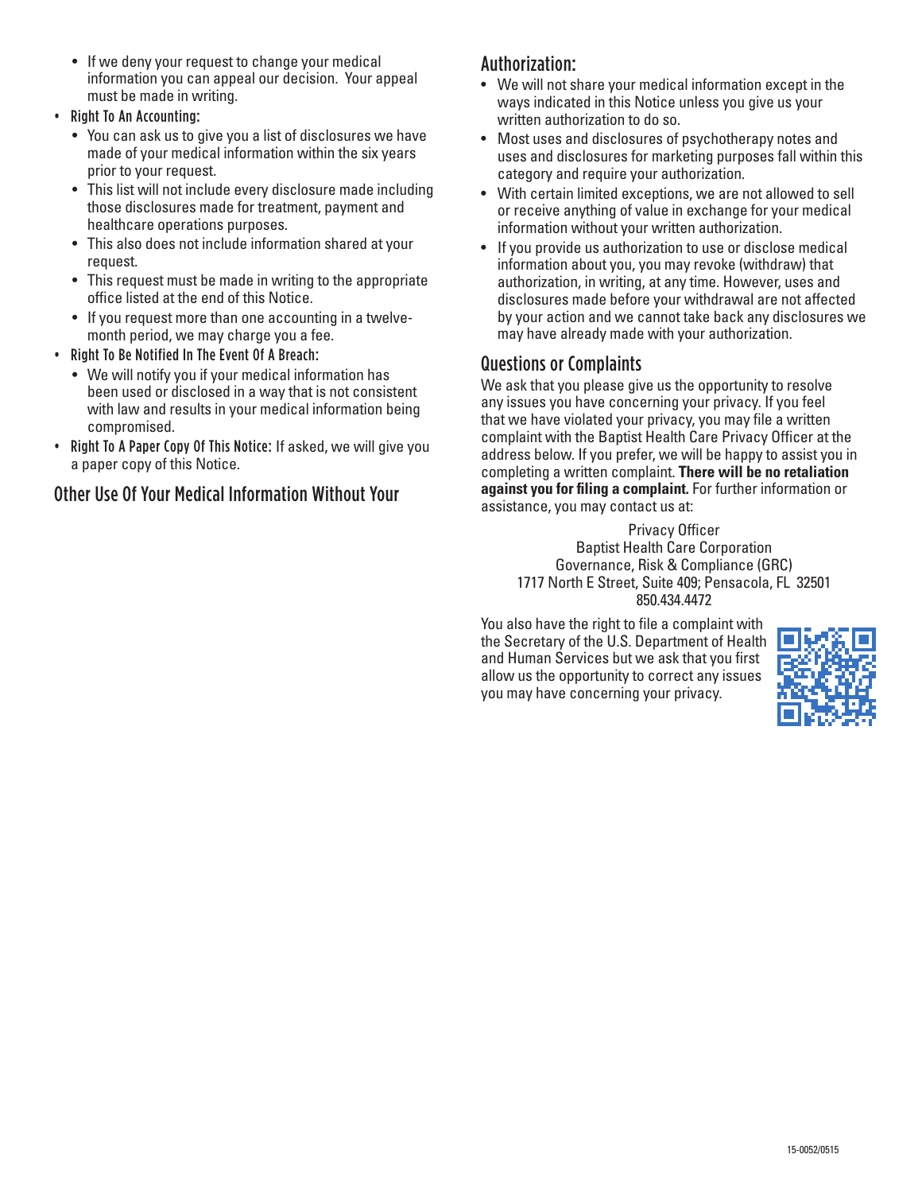- If we deny your request to change your medical information you can appeal our decision. Your appeal must be made in writing.

- Right To An Accounting:
  - You can ask us to give you a list of disclosures we have made of your medical information within the six years prior to your request.
  - This list will not include every disclosure made including those disclosures made for treatment, payment and healthcare operations purposes.
  - This also does not include information shared at your request.
  - This request must be made in writing to the appropriate office listed at the end of this Notice.
  - If you request more than one accounting in a twelve-month period, we may charge you a fee.
- Right To Be Notified In The Event Of A Breach:
  - We will notify you if your medical information has been used or disclosed in a way that is not consistent with law and results in your medical information being compromised.
- Right To A Paper Copy Of This Notice: If asked, we will give you a paper copy of this Notice.

## Other Use Of Your Medical Information Without Your Authorization:

- We will not share your medical information except in the ways indicated in this Notice unless you give us your written authorization to do so.
- Most uses and disclosures of psychotherapy notes and uses and disclosures for marketing purposes fall within this category and require your authorization.
- With certain limited exceptions, we are not allowed to sell or receive anything of value in exchange for your medical information without your written authorization.
- If you provide us authorization to use or disclose medical information about you, you may revoke (withdraw) that authorization, in writing, at any time. However, uses and disclosures made before your withdrawal are not affected by your action and we cannot take back any disclosures we may have already made with your authorization.

## Questions or Complaints

We ask that you please give us the opportunity to resolve any issues you have concerning your privacy. If you feel that we have violated your privacy, you may file a written complaint with the Baptist Health Care Privacy Officer at the address below. If you prefer, we will be happy to assist you in completing a written complaint. **There will be no retaliation against you for filing a complaint.** For further information or assistance, you may contact us at:

Privacy Officer
Baptist Health Care Corporation
Governance, Risk & Compliance (GRC)
1717 North E Street, Suite 409; Pensacola, FL 32501
850.434.4472

You also have the right to file a complaint with the Secretary of the U.S. Department of Health and Human Services but we ask that you first allow us the opportunity to correct any issues you may have concerning your privacy.

15-0052/0515